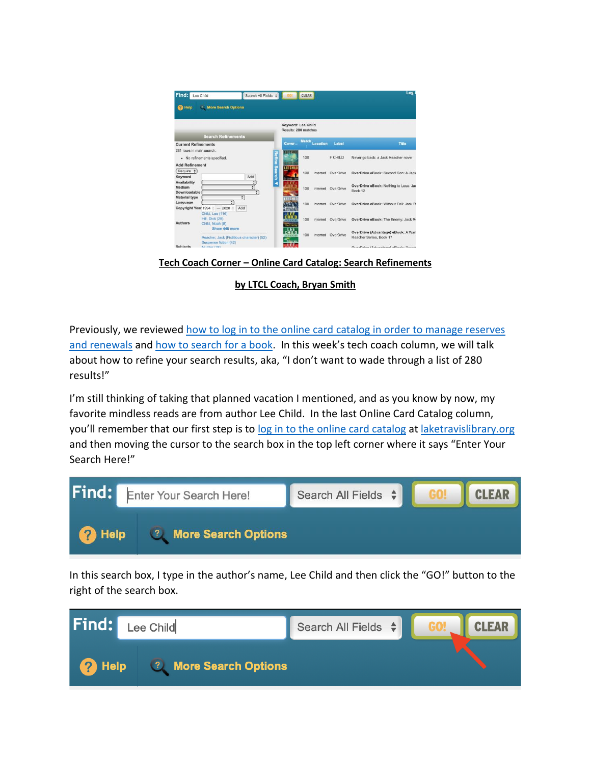**Tech Coach Corner – Online Card Catalog: Search Refinements**

**by LTCL Coach, Bryan Smith**

Previously, we reviewed [how to log in to the online card catalog in order to manage reserves and renewals] and [how to search for a book]. In this week's tech coach column, we will talk about how to refine your search results, aka, "I don't want to wade through a list of 280 results!"

I'm still thinking of taking that planned vacation I mentioned, and as you know by now, my favorite mindless reads are from author Lee Child. In the last Online Card Catalog column, you'll remember that our first step is to [log in to the online card catalog] at [laketravislibrary.org] and then moving the cursor to the search box in the top left corner where it says "Enter Your Search Here!"

In this search box, I type in the author's name, Lee Child and then click the "GO!" button to the right of the search box.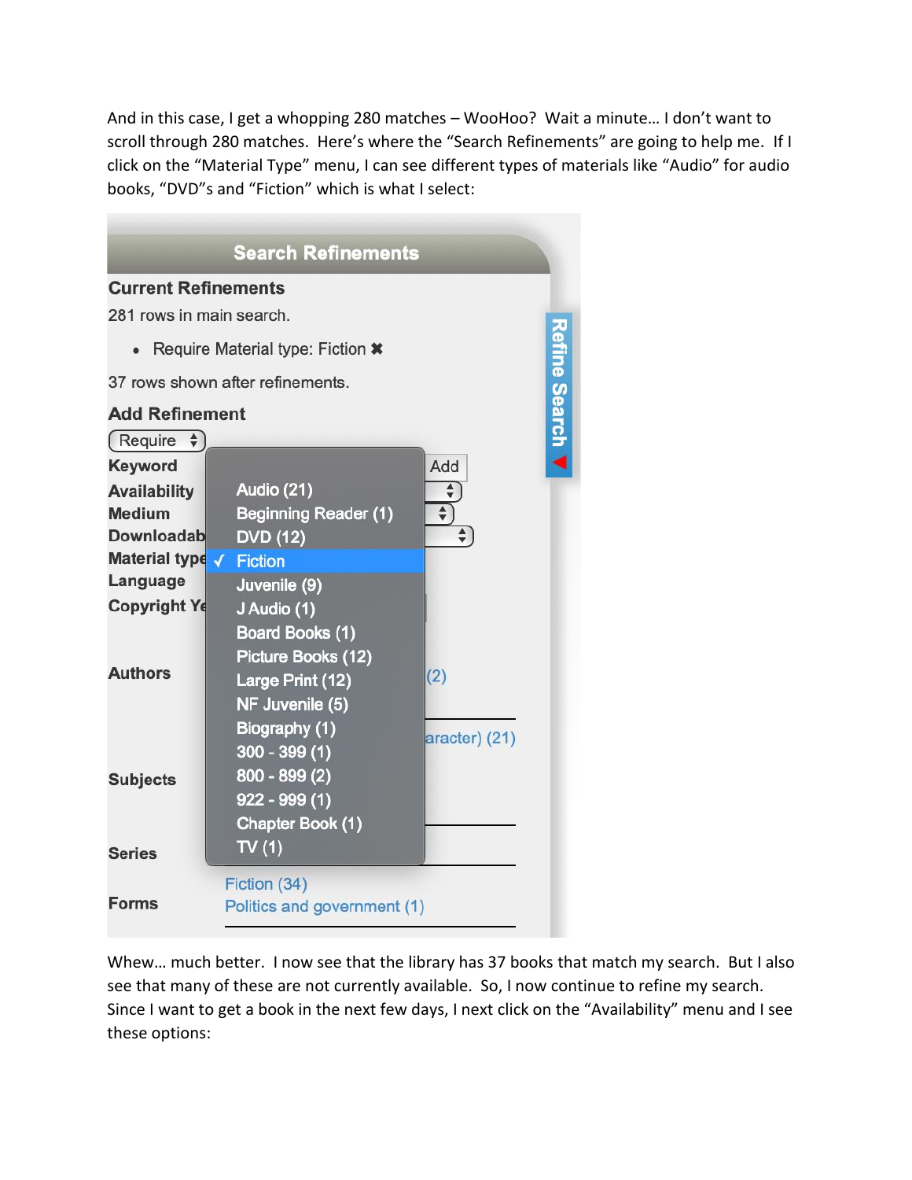And in this case, I get a whopping 280 matches – WooHoo? Wait a minute… I don't want to scroll through 280 matches. Here's where the "Search Refinements" are going to help me. If I click on the "Material Type" menu, I can see different types of materials like "Audio" for audio books, "DVD"s and "Fiction" which is what I select:

Whew… much better. I now see that the library has 37 books that match my search. But I also see that many of these are not currently available. So, I now continue to refine my search. Since I want to get a book in the next few days, I next click on the "Availability" menu and I see these options: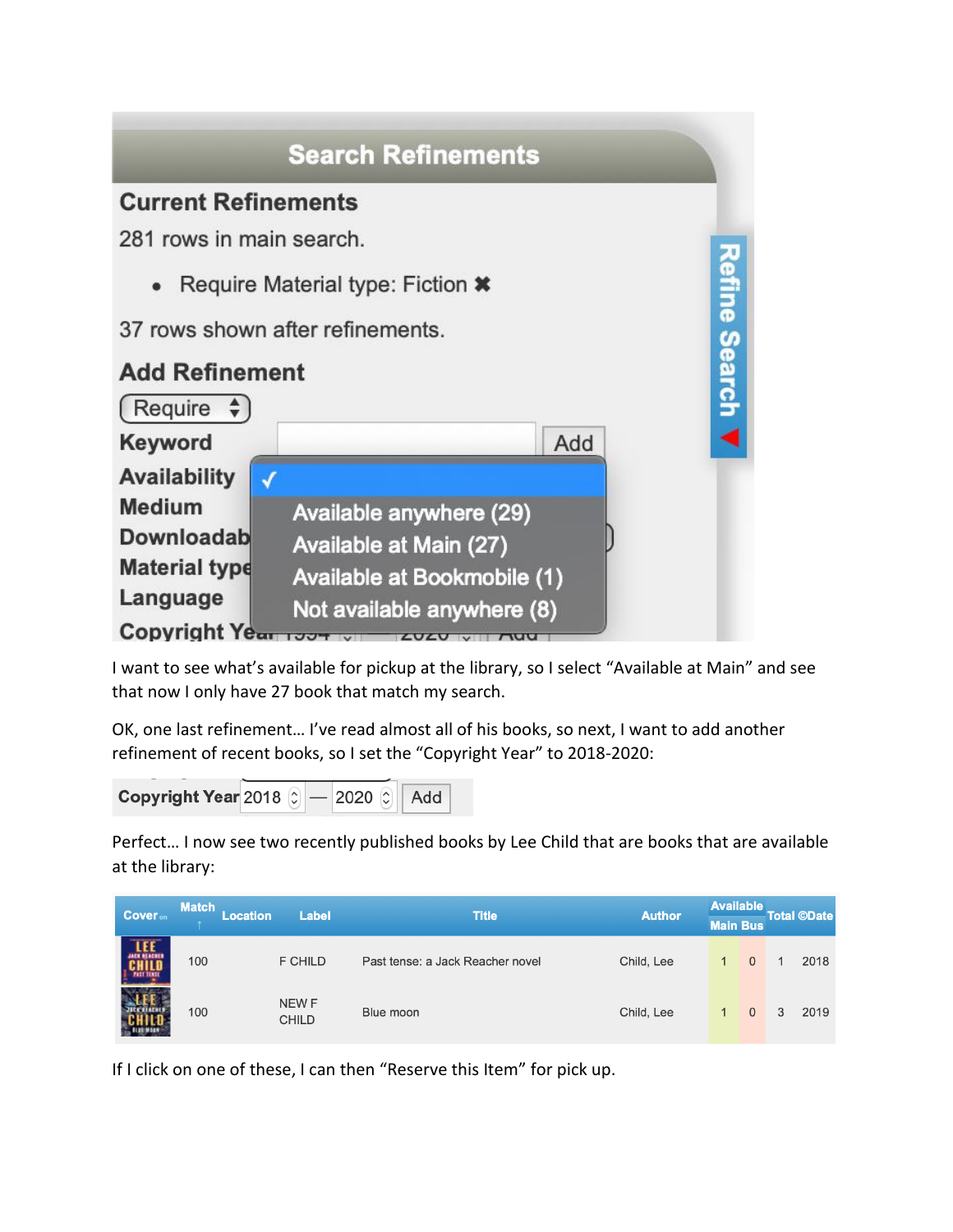**Search Refinements**

**Current Refinements**

281 rows in main search.

- Require Material type: Fiction ✖

37 rows shown after refinements.

**Add Refinement**

Require

**Keyword** | Add

**Availability**

- ✓
- Available anywhere (29)
- Available at Main (27)
- Available at Bookmobile (1)
- Not available anywhere (8)

**Medium**

**Downloadab**

**Material type**

**Language**

**Copyright Year**

Refine Search

I want to see what's available for pickup at the library, so I select "Available at Main" and see that now I only have 27 book that match my search.

OK, one last refinement… I've read almost all of his books, so next, I want to add another refinement of recent books, so I set the "Copyright Year" to 2018-2020:

**Copyright Year** 2018 — 2020 Add

Perfect… I now see two recently published books by Lee Child that are books that are available at the library:

| Cover | Match ↑ | Location | Label | Title | Author | Available Main | Available Bus | Total | ©Date |
|---|---|---|---|---|---|---|---|---|---|
| | 100 | | F CHILD | Past tense: a Jack Reacher novel | Child, Lee | 1 | 0 | 1 | 2018 |
| | 100 | | NEW F CHILD | Blue moon | Child, Lee | 1 | 0 | 3 | 2019 |

If I click on one of these, I can then "Reserve this Item" for pick up.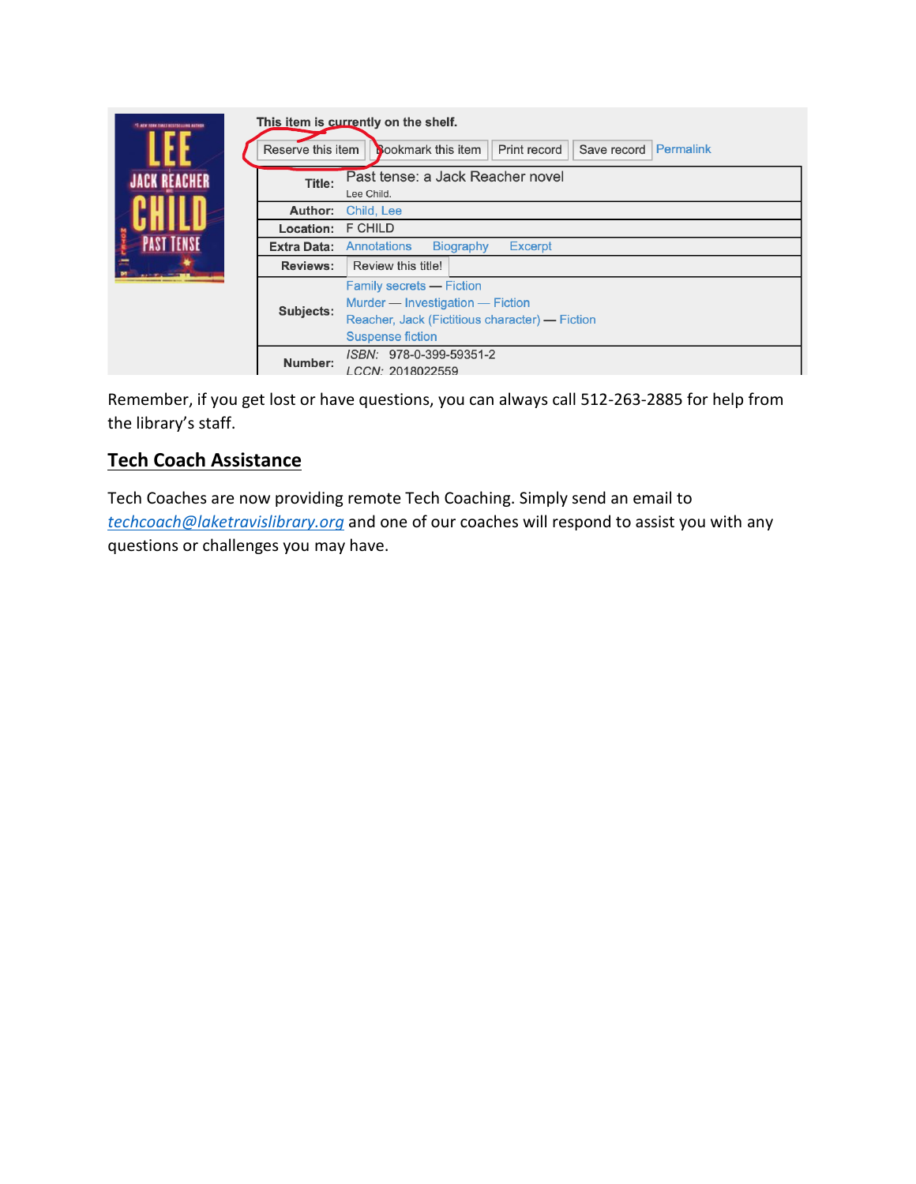This item is currently on the shelf.

Reserve this item | Bookmark this item | Print record | Save record | Permalink

| | |
|---|---|
| Title: | Past tense: a Jack Reacher novel<br>Lee Child. |
| Author: | Child, Lee |
| Location: | F CHILD |
| Extra Data: | Annotations Biography Excerpt |
| Reviews: | Review this title! |
| Subjects: | Family secrets — Fiction<br>Murder — Investigation — Fiction<br>Reacher, Jack (Fictitious character) — Fiction<br>Suspense fiction |
| Number: | ISBN: 978-0-399-59351-2<br>LCCN: 2018022559 |

Remember, if you get lost or have questions, you can always call 512-263-2885 for help from the library's staff.

## Tech Coach Assistance

Tech Coaches are now providing remote Tech Coaching. Simply send an email to *techcoach@laketravislibrary.org* and one of our coaches will respond to assist you with any questions or challenges you may have.